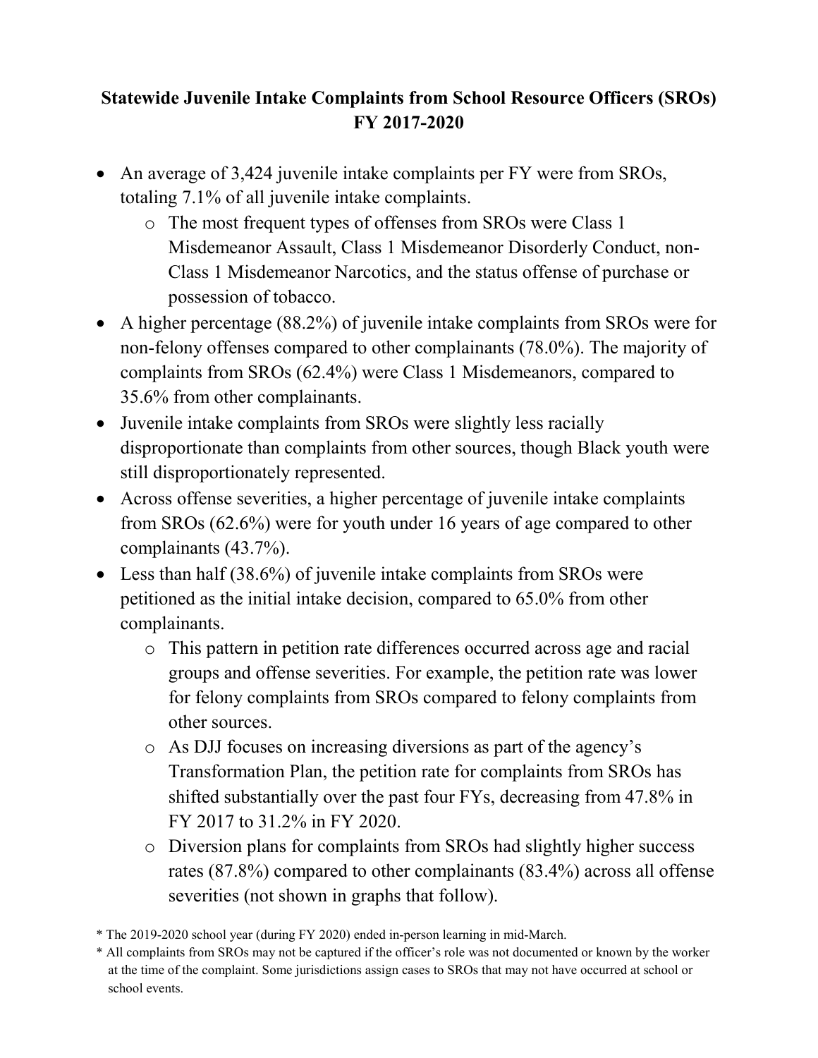## Statewide Juvenile Intake Complaints from School Resource Officers (SROs) FY 2017-2020

- An average of 3,424 juvenile intake complaints per FY were from SROs, totaling 7.1% of all juvenile intake complaints.
  - The most frequent types of offenses from SROs were Class 1 Misdemeanor Assault, Class 1 Misdemeanor Disorderly Conduct, non-Class 1 Misdemeanor Narcotics, and the status offense of purchase or possession of tobacco.
- A higher percentage (88.2%) of juvenile intake complaints from SROs were for non-felony offenses compared to other complainants (78.0%). The majority of complaints from SROs (62.4%) were Class 1 Misdemeanors, compared to 35.6% from other complainants.
- Juvenile intake complaints from SROs were slightly less racially disproportionate than complaints from other sources, though Black youth were still disproportionately represented.
- Across offense severities, a higher percentage of juvenile intake complaints from SROs (62.6%) were for youth under 16 years of age compared to other complainants (43.7%).
- Less than half (38.6%) of juvenile intake complaints from SROs were petitioned as the initial intake decision, compared to 65.0% from other complainants.
  - This pattern in petition rate differences occurred across age and racial groups and offense severities. For example, the petition rate was lower for felony complaints from SROs compared to felony complaints from other sources.
  - As DJJ focuses on increasing diversions as part of the agency's Transformation Plan, the petition rate for complaints from SROs has shifted substantially over the past four FYs, decreasing from 47.8% in FY 2017 to 31.2% in FY 2020.
  - Diversion plans for complaints from SROs had slightly higher success rates (87.8%) compared to other complainants (83.4%) across all offense severities (not shown in graphs that follow).

* The 2019-2020 school year (during FY 2020) ended in-person learning in mid-March.
* All complaints from SROs may not be captured if the officer's role was not documented or known by the worker at the time of the complaint. Some jurisdictions assign cases to SROs that may not have occurred at school or school events.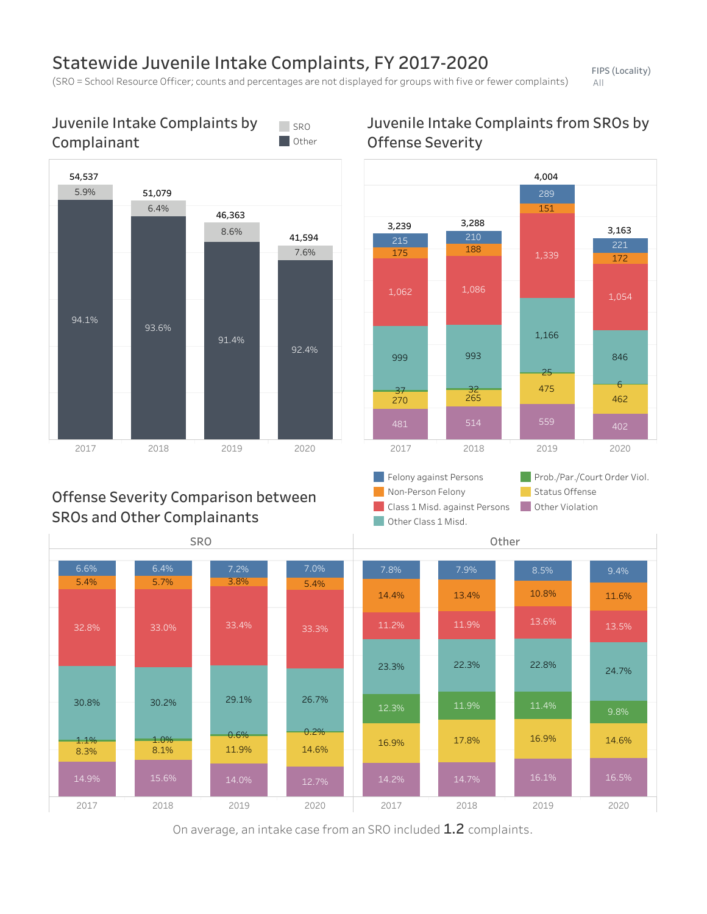# Statewide Juvenile Intake Complaints, FY 2017-2020

(SRO = School Resource Officer; counts and percentages are not displayed for groups with five or fewer complaints)

FIPS (Locality)
All

## Juvenile Intake Complaints by Complainant

| Year | Total | SRO | Other |
|---|---|---|---|
| 2017 | 54,537 | 5.9% | 94.1% |
| 2018 | 51,079 | 6.4% | 93.6% |
| 2019 | 46,363 | 8.6% | 91.4% |
| 2020 | 41,594 | 7.6% | 92.4% |

## Juvenile Intake Complaints from SROs by Offense Severity

| Offense Severity | 2017 | 2018 | 2019 | 2020 |
|---|---|---|---|---|
| Felony against Persons | 215 | 210 | 289 | 221 |
| Non-Person Felony | 175 | 188 | 151 | 172 |
| Class 1 Misd. against Persons | 1,062 | 1,086 | 1,339 | 1,054 |
| Other Class 1 Misd. | 999 | 993 | 1,166 | 846 |
| Prob./Par./Court Order Viol. | 37 | 32 | 25 | 6 |
| Status Offense | 270 | 265 | 475 | 462 |
| Other Violation | 481 | 514 | 559 | 402 |
| Total | 3,239 | 3,288 | 4,004 | 3,163 |

## Offense Severity Comparison between SROs and Other Complainants

| Offense Severity | SRO 2017 | SRO 2018 | SRO 2019 | SRO 2020 | Other 2017 | Other 2018 | Other 2019 | Other 2020 |
|---|---|---|---|---|---|---|---|---|
| Felony against Persons | 6.6% | 6.4% | 7.2% | 7.0% | 7.8% | 7.9% | 8.5% | 9.4% |
| Non-Person Felony | 5.4% | 5.7% | 3.8% | 5.4% | 14.4% | 13.4% | 10.8% | 11.6% |
| Class 1 Misd. against Persons | 32.8% | 33.0% | 33.4% | 33.3% | 11.2% | 11.9% | 13.6% | 13.5% |
| Other Class 1 Misd. | 30.8% | 30.2% | 29.1% | 26.7% | 23.3% | 22.3% | 22.8% | 24.7% |
| Prob./Par./Court Order Viol. | 1.1% | 1.0% | 0.6% | 0.2% | 12.3% | 11.9% | 11.4% | 9.8% |
| Status Offense | 8.3% | 8.1% | 11.9% | 14.6% | 16.9% | 17.8% | 16.9% | 14.6% |
| Other Violation | 14.9% | 15.6% | 14.0% | 12.7% | 14.2% | 14.7% | 16.1% | 16.5% |

On average, an intake case from an SRO included **1.2** complaints.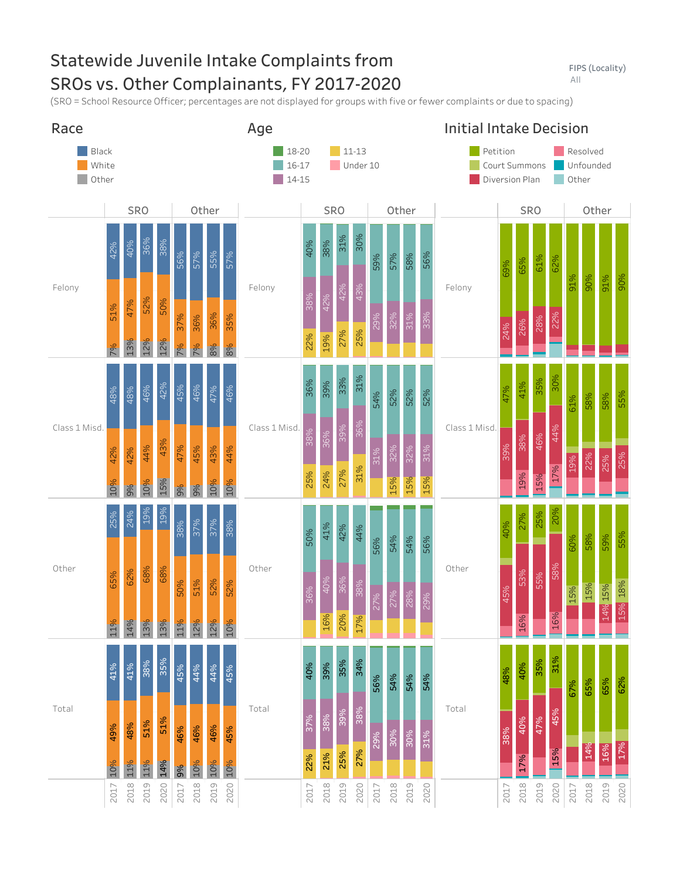# Statewide Juvenile Intake Complaints from SROs vs. Other Complainants, FY 2017-2020

(SRO = School Resource Officer; percentages are not displayed for groups with five or fewer complaints or due to spacing)

FIPS (Locality): All

## Race

Legend: Black, White, Other

| Offense | Race | SRO 2017 | SRO 2018 | SRO 2019 | SRO 2020 | Other 2017 | Other 2018 | Other 2019 | Other 2020 |
|---|---|---|---|---|---|---|---|---|---|
| Felony | Black | 42% | 40% | 36% | 38% | 56% | 57% | 55% | 57% |
| Felony | White | 51% | 47% | 52% | 50% | 37% | 36% | 36% | 35% |
| Felony | Other | 7% | 13% | 12% | 12% | 7% | 7% | 8% | 8% |
| Class 1 Misd. | Black | 48% | 48% | 46% | 42% | 45% | 46% | 47% | 46% |
| Class 1 Misd. | White | 42% | 42% | 44% | 43% | 47% | 45% | 43% | 44% |
| Class 1 Misd. | Other | 10% | 9% | 10% | 15% | 9% | 9% | 10% | 10% |
| Other | Black | 25% | 24% | 19% | 19% | 38% | 37% | 37% | 38% |
| Other | White | 65% | 62% | 68% | 68% | 50% | 51% | 52% | 52% |
| Other | Other | 11% | 14% | 13% | 13% | 11% | 12% | 12% | 10% |
| Total | Black | 41% | 41% | 38% | 35% | 45% | 44% | 44% | 45% |
| Total | White | 49% | 48% | 51% | 51% | 46% | 46% | 46% | 45% |
| Total | Other | 10% | 11% | 11% | 14% | 9% | 10% | 10% | 10% |

## Age

Legend: 18-20, 16-17, 14-15, 11-13, Under 10

| Offense | Age | SRO 2017 | SRO 2018 | SRO 2019 | SRO 2020 | Other 2017 | Other 2018 | Other 2019 | Other 2020 |
|---|---|---|---|---|---|---|---|---|---|
| Felony | 16-17 | 40% | 38% | 31% | 30% | 59% | 57% | 58% | 56% |
| Felony | 14-15 | 38% | 42% | 42% | 43% | 29% | 32% | 31% | 33% |
| Felony | 11-13 | 22% | 19% | 27% | 25% | | | | |
| Class 1 Misd. | 16-17 | 36% | 39% | 33% | 31% | 54% | 52% | 52% | 52% |
| Class 1 Misd. | 14-15 | 38% | 36% | 39% | 36% | 31% | 32% | 32% | 31% |
| Class 1 Misd. | 11-13 | 25% | 24% | 27% | 31% | | 15% | 15% | 15% |
| Other | 16-17 | 50% | 41% | 42% | 44% | 56% | 54% | 54% | 56% |
| Other | 14-15 | 36% | 40% | 36% | 38% | 27% | 27% | 28% | 29% |
| Other | 11-13 | | 16% | 20% | 17% | | | | |
| Total | 16-17 | 40% | 39% | 35% | 34% | 56% | 54% | 54% | 54% |
| Total | 14-15 | 37% | 38% | 39% | 38% | 29% | 30% | 30% | 31% |
| Total | 11-13 | 22% | 21% | 25% | 27% | | | | |

## Initial Intake Decision

Legend: Petition, Court Summons, Diversion Plan, Resolved, Unfounded, Other

| Offense | Decision | SRO 2017 | SRO 2018 | SRO 2019 | SRO 2020 | Other 2017 | Other 2018 | Other 2019 | Other 2020 |
|---|---|---|---|---|---|---|---|---|---|
| Felony | Petition | 69% | 65% | 61% | 62% | 91% | 90% | 91% | 90% |
| Felony | Diversion Plan | 24% | 26% | 28% | 22% | | | | |
| Class 1 Misd. | Petition | 47% | 41% | 35% | 30% | 61% | 58% | 58% | 55% |
| Class 1 Misd. | Diversion Plan | 39% | 38% | 46% | 44% | 19% | 22% | 25% | 25% |
| Class 1 Misd. | Resolved | | 19% | 15% | 17% | | | | |
| Other | Petition | 40% | 27% | 25% | 20% | 60% | 58% | 59% | 55% |
| Other | Court Summons | | | | | 15% | 15% | 15% | 18% |
| Other | Diversion Plan | 45% | 53% | 55% | 58% | | | 14% | 15% |
| Other | Resolved | | 16% | | 16% | | | | |
| Total | Petition | 48% | 40% | 35% | 31% | 67% | 65% | 65% | 62% |
| Total | Diversion Plan | 38% | 40% | 47% | 45% | | 14% | 16% | 17% |
| Total | Resolved | | 17% | | 15% | | | | |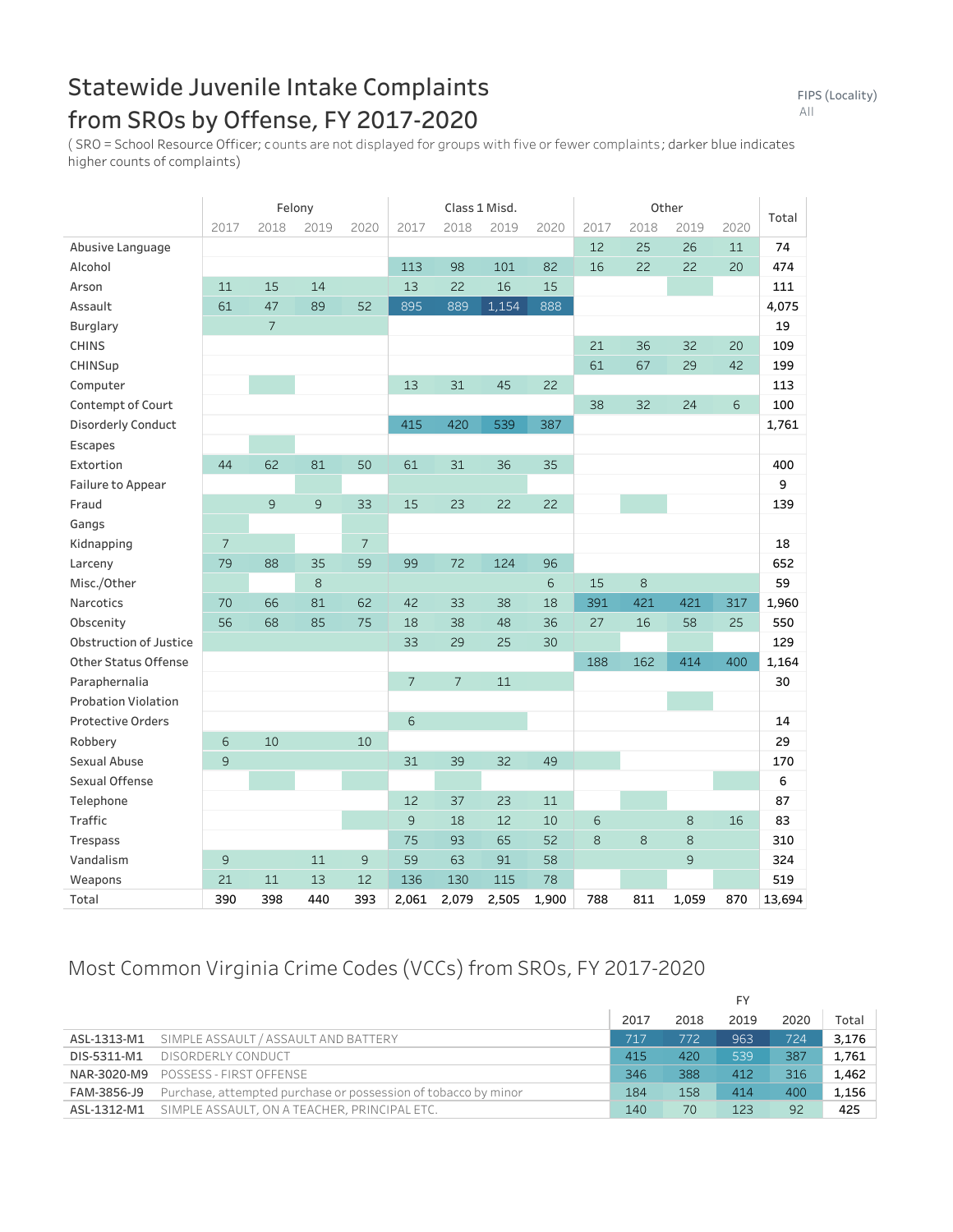# Statewide Juvenile Intake Complaints from SROs by Offense, FY 2017-2020

FIPS (Locality)
All

( SRO = School Resource Officer; counts are not displayed for groups with five or fewer complaints; darker blue indicates higher counts of complaints)

| | Felony | | | | Class 1 Misd. | | | | Other | | | | Total |
|---|---|---|---|---|---|---|---|---|---|---|---|---|---|
| | 2017 | 2018 | 2019 | 2020 | 2017 | 2018 | 2019 | 2020 | 2017 | 2018 | 2019 | 2020 | |
| Abusive Language | | | | | | | | | 12 | 25 | 26 | 11 | 74 |
| Alcohol | | | | | 113 | 98 | 101 | 82 | 16 | 22 | 22 | 20 | 474 |
| Arson | 11 | 15 | 14 | | 13 | 22 | 16 | 15 | | | | | 111 |
| Assault | 61 | 47 | 89 | 52 | 895 | 889 | 1,154 | 888 | | | | | 4,075 |
| Burglary | | 7 | | | | | | | | | | | 19 |
| CHINS | | | | | | | | | 21 | 36 | 32 | 20 | 109 |
| CHINSup | | | | | | | | | 61 | 67 | 29 | 42 | 199 |
| Computer | | | | | 13 | 31 | 45 | 22 | | | | | 113 |
| Contempt of Court | | | | | | | | | 38 | 32 | 24 | 6 | 100 |
| Disorderly Conduct | | | | | 415 | 420 | 539 | 387 | | | | | 1,761 |
| Escapes | | | | | | | | | | | | | |
| Extortion | 44 | 62 | 81 | 50 | 61 | 31 | 36 | 35 | | | | | 400 |
| Failure to Appear | | | | | | | | | | | | | 9 |
| Fraud | | 9 | 9 | 33 | 15 | 23 | 22 | 22 | | | | | 139 |
| Gangs | | | | | | | | | | | | | |
| Kidnapping | 7 | | | 7 | | | | | | | | | 18 |
| Larceny | 79 | 88 | 35 | 59 | 99 | 72 | 124 | 96 | | | | | 652 |
| Misc./Other | | | 8 | | | | | 6 | 15 | 8 | | | 59 |
| Narcotics | 70 | 66 | 81 | 62 | 42 | 33 | 38 | 18 | 391 | 421 | 421 | 317 | 1,960 |
| Obscenity | 56 | 68 | 85 | 75 | 18 | 38 | 48 | 36 | 27 | 16 | 58 | 25 | 550 |
| Obstruction of Justice | | | | | 33 | 29 | 25 | 30 | | | | | 129 |
| Other Status Offense | | | | | | | | | 188 | 162 | 414 | 400 | 1,164 |
| Paraphernalia | | | | | 7 | 7 | 11 | | | | | | 30 |
| Probation Violation | | | | | | | | | | | | | |
| Protective Orders | | | | | 6 | | | | | | | | 14 |
| Robbery | 6 | 10 | | 10 | | | | | | | | | 29 |
| Sexual Abuse | 9 | | | | 31 | 39 | 32 | 49 | | | | | 170 |
| Sexual Offense | | | | | | | | | | | | | 6 |
| Telephone | | | | | 12 | 37 | 23 | 11 | | | | | 87 |
| Traffic | | | | | 9 | 18 | 12 | 10 | 6 | | 8 | 16 | 83 |
| Trespass | | | | | 75 | 93 | 65 | 52 | 8 | 8 | 8 | | 310 |
| Vandalism | 9 | | 11 | 9 | 59 | 63 | 91 | 58 | | | 9 | | 324 |
| Weapons | 21 | 11 | 13 | 12 | 136 | 130 | 115 | 78 | | | | | 519 |
| Total | 390 | 398 | 440 | 393 | 2,061 | 2,079 | 2,505 | 1,900 | 788 | 811 | 1,059 | 870 | 13,694 |

## Most Common Virginia Crime Codes (VCCs) from SROs, FY 2017-2020

| | | FY | | | | |
|---|---|---|---|---|---|---|
| | | 2017 | 2018 | 2019 | 2020 | Total |
| ASL-1313-M1 | SIMPLE ASSAULT / ASSAULT AND BATTERY | 717 | 772 | 963 | 724 | 3,176 |
| DIS-5311-M1 | DISORDERLY CONDUCT | 415 | 420 | 539 | 387 | 1,761 |
| NAR-3020-M9 | POSSESS - FIRST OFFENSE | 346 | 388 | 412 | 316 | 1,462 |
| FAM-3856-J9 | Purchase, attempted purchase or possession of tobacco by minor | 184 | 158 | 414 | 400 | 1,156 |
| ASL-1312-M1 | SIMPLE ASSAULT, ON A TEACHER, PRINCIPAL ETC. | 140 | 70 | 123 | 92 | 425 |